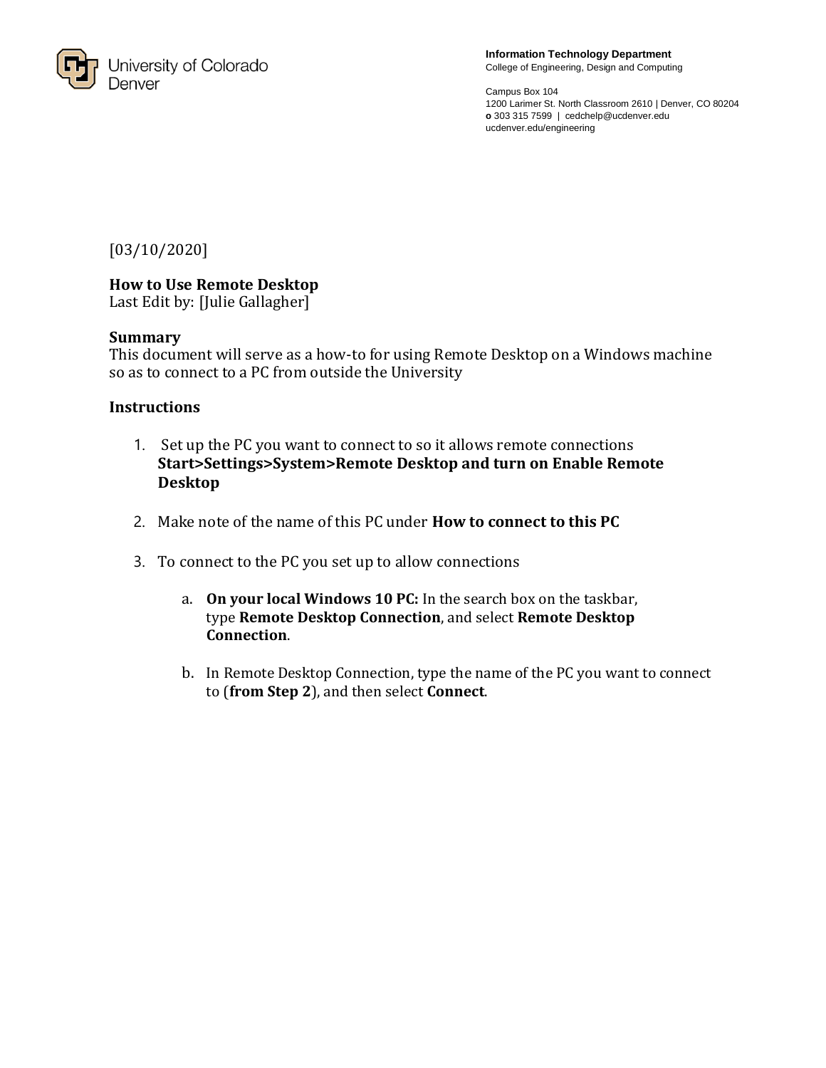University of Colorado Denver

**Information Technology Department**
College of Engineering, Design and Computing

Campus Box 104
1200 Larimer St. North Classroom 2610 | Denver, CO 80204
**o** 303 315 7599 | cedchelp@ucdenver.edu
ucdenver.edu/engineering

[03/10/2020]

**How to Use Remote Desktop**
Last Edit by: [Julie Gallagher]

**Summary**
This document will serve as a how-to for using Remote Desktop on a Windows machine so as to connect to a PC from outside the University

**Instructions**

1. Set up the PC you want to connect to so it allows remote connections **Start>Settings>System>Remote Desktop and turn on Enable Remote Desktop**

2. Make note of the name of this PC under **How to connect to this PC**

3. To connect to the PC you set up to allow connections

    a. **On your local Windows 10 PC:** In the search box on the taskbar, type **Remote Desktop Connection**, and select **Remote Desktop Connection**.

    b. In Remote Desktop Connection, type the name of the PC you want to connect to (**from Step 2**), and then select **Connect**.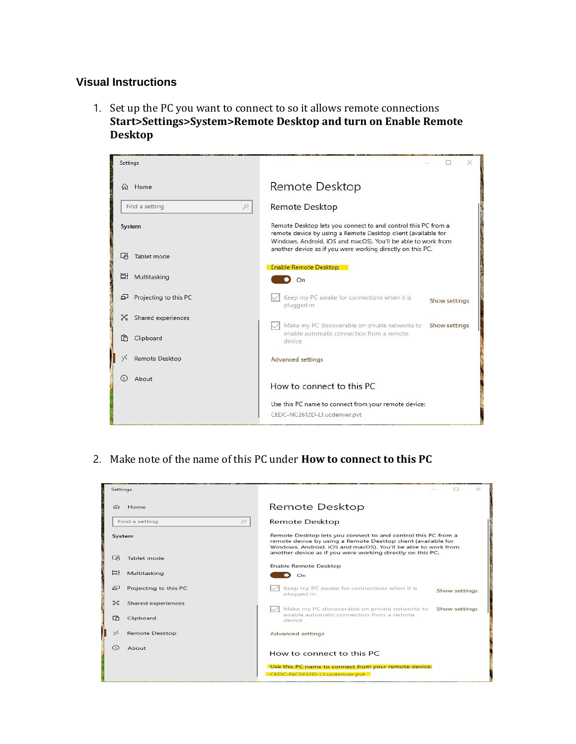## Visual Instructions

1. Set up the PC you want to connect to so it allows remote connections **Start>Settings>System>Remote Desktop and turn on Enable Remote Desktop**

2. Make note of the name of this PC under **How to connect to this PC**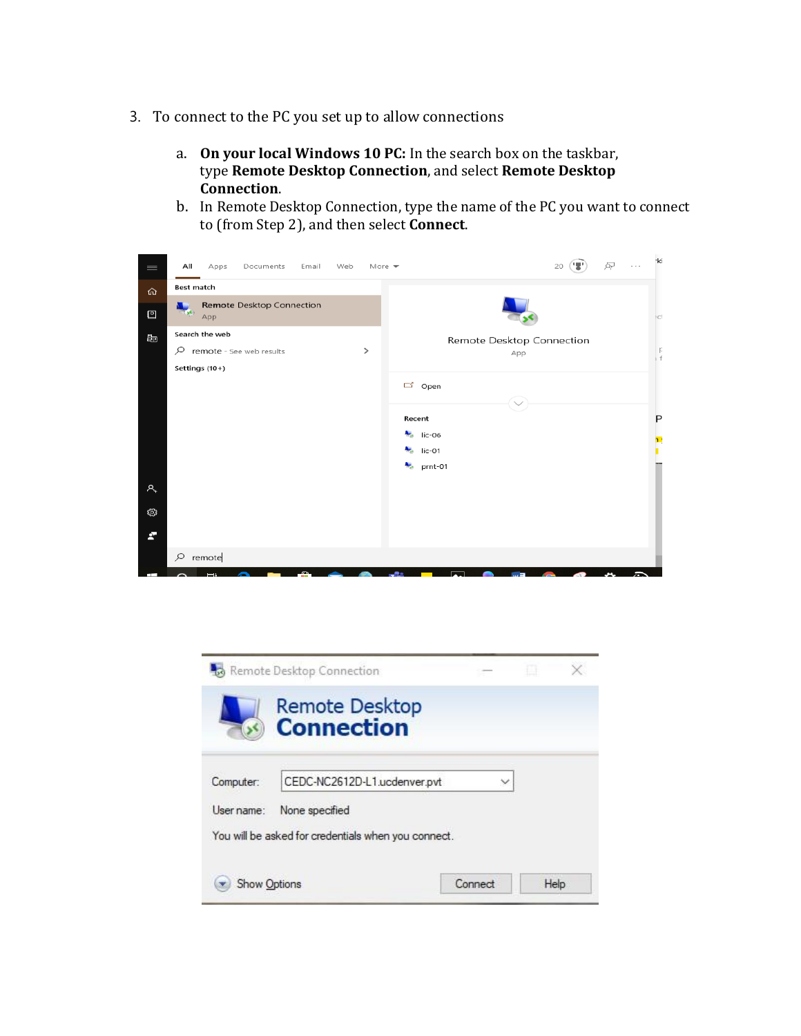3. To connect to the PC you set up to allow connections

   a. **On your local Windows 10 PC:** In the search box on the taskbar, type **Remote Desktop Connection**, and select **Remote Desktop Connection**.

   b. In Remote Desktop Connection, type the name of the PC you want to connect to (from Step 2), and then select **Connect**.